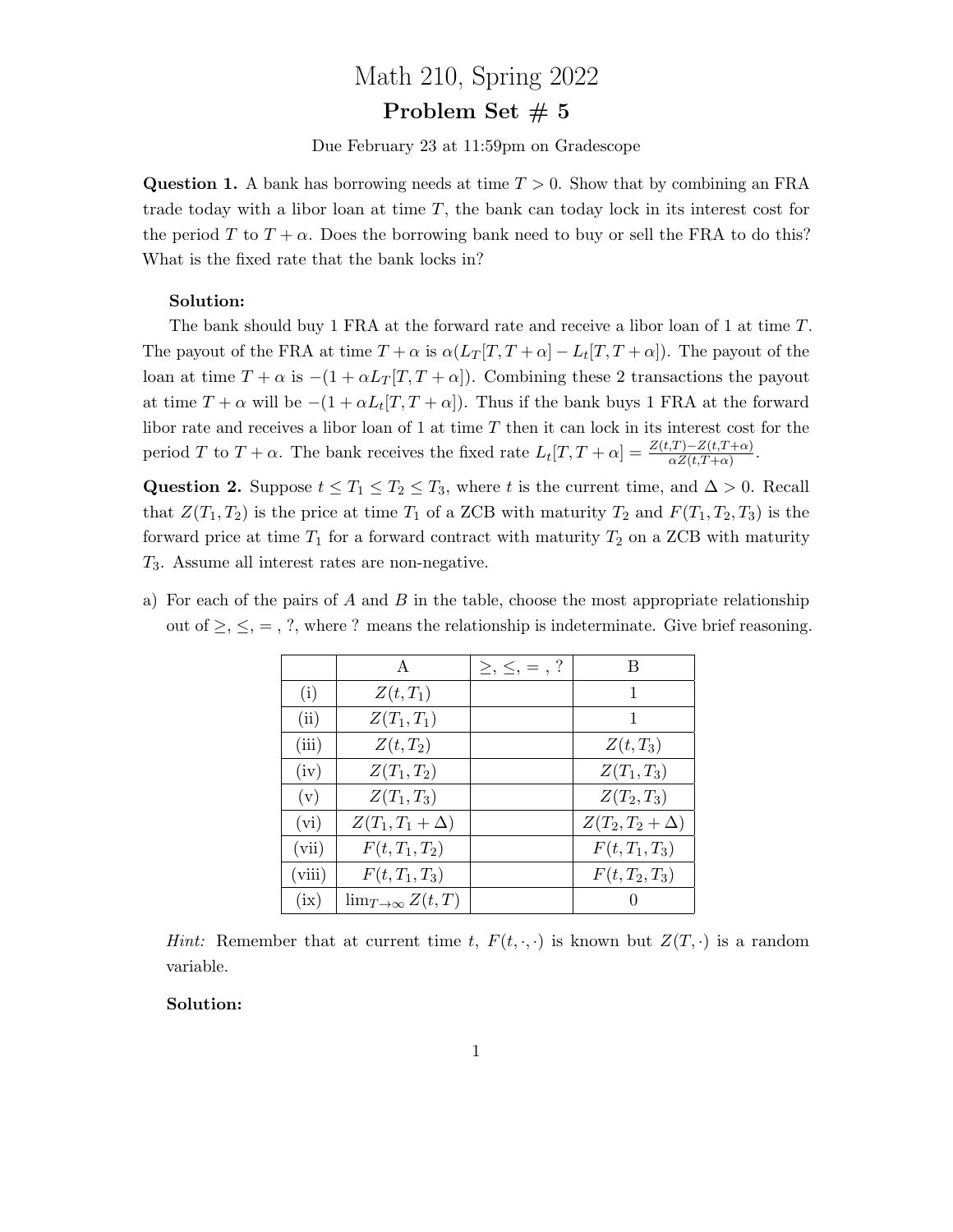# Math 210, Spring 2022

## Problem Set # 5

Due February 23 at 11:59pm on Gradescope

**Question 1.** A bank has borrowing needs at time $T > 0$. Show that by combining an FRA trade today with a libor loan at time $T$, the bank can today lock in its interest cost for the period $T$ to $T + \alpha$. Does the borrowing bank need to buy or sell the FRA to do this? What is the fixed rate that the bank locks in?

**Solution:**

The bank should buy 1 FRA at the forward rate and receive a libor loan of 1 at time $T$. The payout of the FRA at time $T + \alpha$ is $\alpha(L_T[T, T+\alpha] - L_t[T, T+\alpha])$. The payout of the loan at time $T + \alpha$ is $-(1 + \alpha L_T[T, T+\alpha])$. Combining these 2 transactions the payout at time $T + \alpha$ will be $-(1 + \alpha L_t[T, T+\alpha])$. Thus if the bank buys 1 FRA at the forward libor rate and receives a libor loan of 1 at time $T$ then it can lock in its interest cost for the period $T$ to $T + \alpha$. The bank receives the fixed rate $L_t[T, T+\alpha] = \frac{Z(t,T) - Z(t,T+\alpha)}{\alpha Z(t,T+\alpha)}$.

**Question 2.** Suppose $t \leq T_1 \leq T_2 \leq T_3$, where $t$ is the current time, and $\Delta > 0$. Recall that $Z(T_1, T_2)$ is the price at time $T_1$ of a ZCB with maturity $T_2$ and $F(T_1, T_2, T_3)$ is the forward price at time $T_1$ for a forward contract with maturity $T_2$ on a ZCB with maturity $T_3$. Assume all interest rates are non-negative.

a) For each of the pairs of $A$ and $B$ in the table, choose the most appropriate relationship out of $\geq, \leq, =$ , ?, where ? means the relationship is indeterminate. Give brief reasoning.

| | A | $\geq, \leq, =$ , ? | B |
|---|---|---|---|
| (i) | $Z(t, T_1)$ | | 1 |
| (ii) | $Z(T_1, T_1)$ | | 1 |
| (iii) | $Z(t, T_2)$ | | $Z(t, T_3)$ |
| (iv) | $Z(T_1, T_2)$ | | $Z(T_1, T_3)$ |
| (v) | $Z(T_1, T_3)$ | | $Z(T_2, T_3)$ |
| (vi) | $Z(T_1, T_1 + \Delta)$ | | $Z(T_2, T_2 + \Delta)$ |
| (vii) | $F(t, T_1, T_2)$ | | $F(t, T_1, T_3)$ |
| (viii) | $F(t, T_1, T_3)$ | | $F(t, T_2, T_3)$ |
| (ix) | $\lim_{T \to \infty} Z(t, T)$ | | 0 |

*Hint:* Remember that at current time $t$, $F(t, \cdot, \cdot)$ is known but $Z(T, \cdot)$ is a random variable.

**Solution:**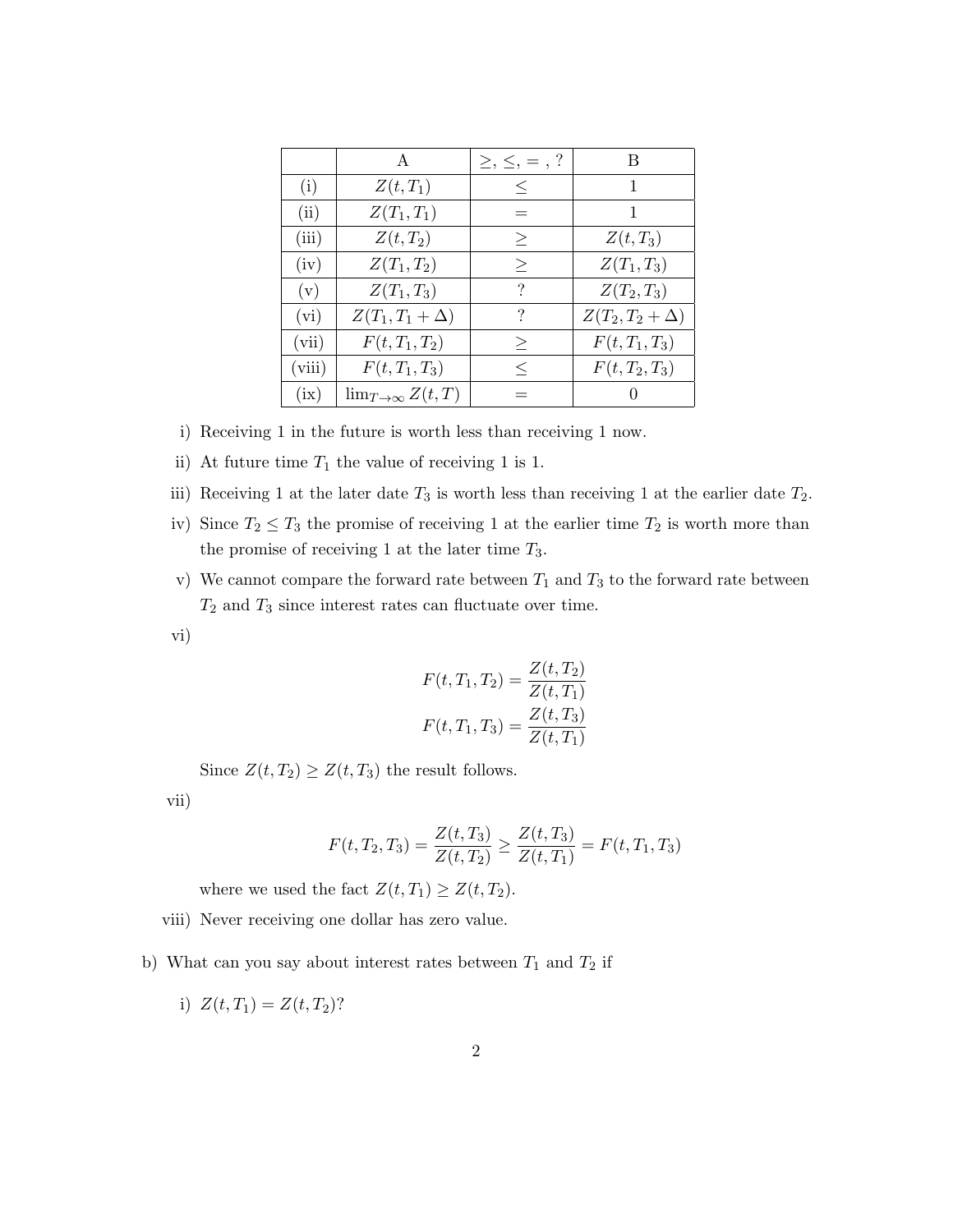| | A | $\geq, \leq, =, ?$ | B |
|---|---|---|---|
| (i) | $Z(t, T_1)$ | $\leq$ | 1 |
| (ii) | $Z(T_1, T_1)$ | $=$ | 1 |
| (iii) | $Z(t, T_2)$ | $\geq$ | $Z(t, T_3)$ |
| (iv) | $Z(T_1, T_2)$ | $\geq$ | $Z(T_1, T_3)$ |
| (v) | $Z(T_1, T_3)$ | ? | $Z(T_2, T_3)$ |
| (vi) | $Z(T_1, T_1 + \Delta)$ | ? | $Z(T_2, T_2 + \Delta)$ |
| (vii) | $F(t, T_1, T_2)$ | $\geq$ | $F(t, T_1, T_3)$ |
| (viii) | $F(t, T_1, T_3)$ | $\leq$ | $F(t, T_2, T_3)$ |
| (ix) | $\lim_{T \to \infty} Z(t, T)$ | $=$ | 0 |

i) Receiving 1 in the future is worth less than receiving 1 now.

ii) At future time $T_1$ the value of receiving 1 is 1.

iii) Receiving 1 at the later date $T_3$ is worth less than receiving 1 at the earlier date $T_2$.

iv) Since $T_2 \leq T_3$ the promise of receiving 1 at the earlier time $T_2$ is worth more than the promise of receiving 1 at the later time $T_3$.

v) We cannot compare the forward rate between $T_1$ and $T_3$ to the forward rate between $T_2$ and $T_3$ since interest rates can fluctuate over time.

vi)

$$F(t, T_1, T_2) = \frac{Z(t, T_2)}{Z(t, T_1)}$$
$$F(t, T_1, T_3) = \frac{Z(t, T_3)}{Z(t, T_1)}$$

Since $Z(t, T_2) \geq Z(t, T_3)$ the result follows.

vii)

$$F(t, T_2, T_3) = \frac{Z(t, T_3)}{Z(t, T_2)} \geq \frac{Z(t, T_3)}{Z(t, T_1)} = F(t, T_1, T_3)$$

where we used the fact $Z(t, T_1) \geq Z(t, T_2)$.

viii) Never receiving one dollar has zero value.

b) What can you say about interest rates between $T_1$ and $T_2$ if

i) $Z(t, T_1) = Z(t, T_2)$?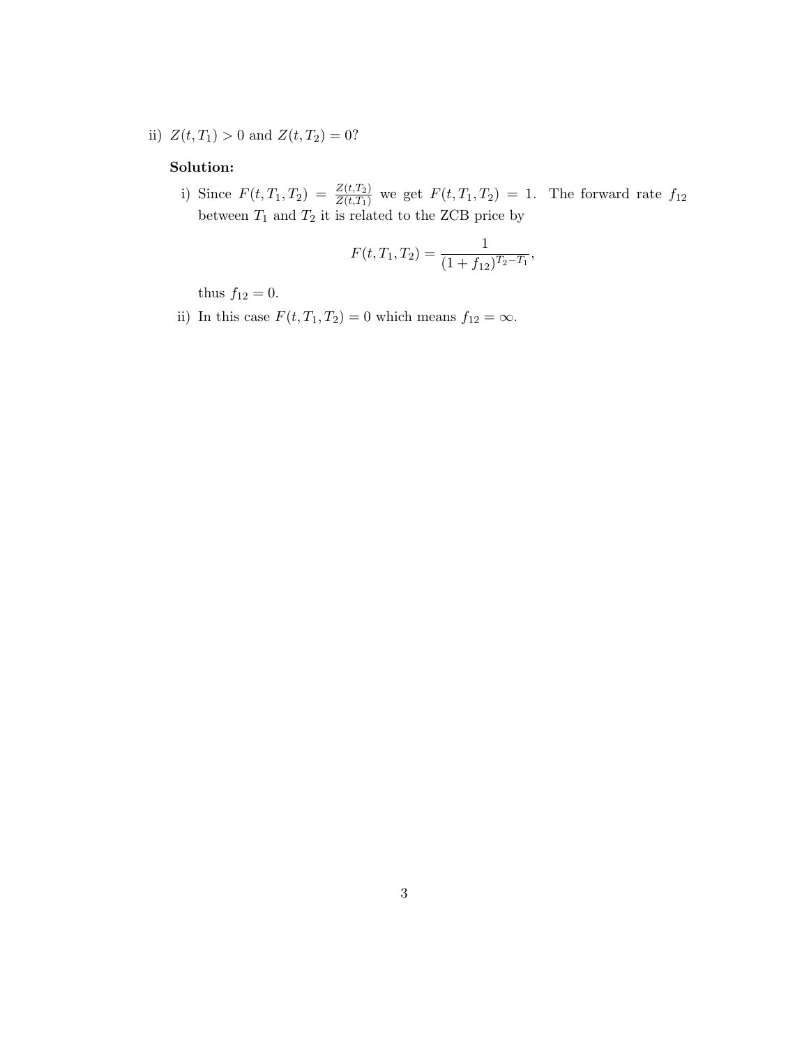ii) $Z(t, T_1) > 0$ and $Z(t, T_2) = 0$?

**Solution:**

i) Since $F(t, T_1, T_2) = \frac{Z(t,T_2)}{Z(t,T_1)}$ we get $F(t, T_1, T_2) = 1$. The forward rate $f_{12}$ between $T_1$ and $T_2$ it is related to the ZCB price by

$$F(t, T_1, T_2) = \frac{1}{(1 + f_{12})^{T_2 - T_1}},$$

thus $f_{12} = 0$.

ii) In this case $F(t, T_1, T_2) = 0$ which means $f_{12} = \infty$.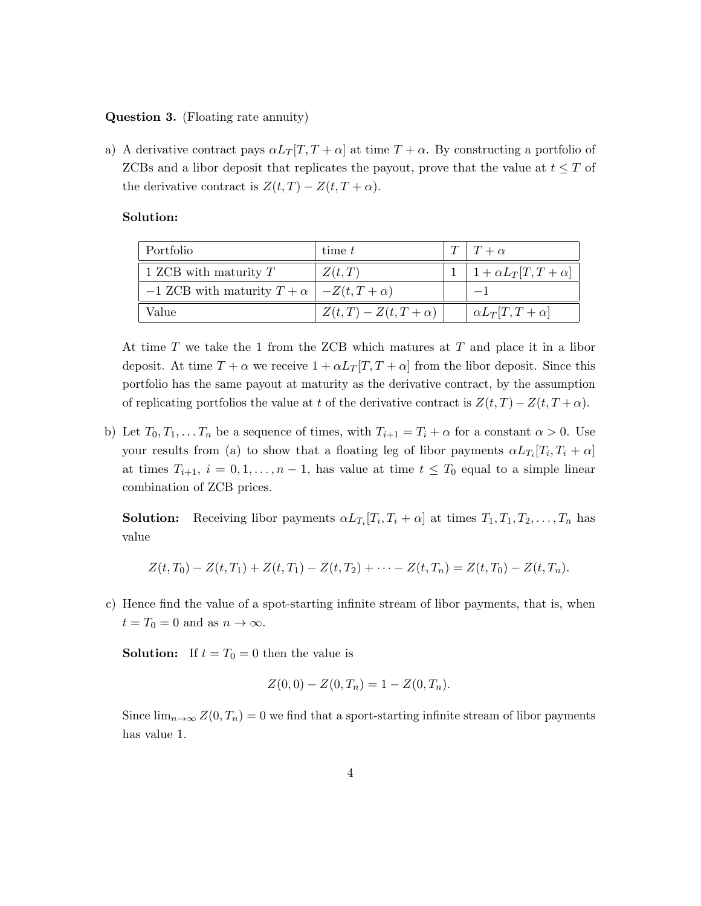**Question 3.** (Floating rate annuity)

a) A derivative contract pays $\alpha L_T[T, T+\alpha]$ at time $T+\alpha$. By constructing a portfolio of ZCBs and a libor deposit that replicates the payout, prove that the value at $t \leq T$ of the derivative contract is $Z(t,T) - Z(t,T+\alpha)$.

**Solution:**

| Portfolio | time $t$ | $T$ | $T+\alpha$ |
|---|---|---|---|
| 1 ZCB with maturity $T$ | $Z(t,T)$ | 1 | $1 + \alpha L_T[T, T+\alpha]$ |
| $-1$ ZCB with maturity $T+\alpha$ | $-Z(t, T+\alpha)$ | | $-1$ |
| Value | $Z(t,T) - Z(t,T+\alpha)$ | | $\alpha L_T[T, T+\alpha]$ |

At time $T$ we take the 1 from the ZCB which matures at $T$ and place it in a libor deposit. At time $T+\alpha$ we receive $1 + \alpha L_T[T, T+\alpha]$ from the libor deposit. Since this portfolio has the same payout at maturity as the derivative contract, by the assumption of replicating portfolios the value at $t$ of the derivative contract is $Z(t,T) - Z(t,T+\alpha)$.

b) Let $T_0, T_1, \ldots T_n$ be a sequence of times, with $T_{i+1} = T_i + \alpha$ for a constant $\alpha > 0$. Use your results from (a) to show that a floating leg of libor payments $\alpha L_{T_i}[T_i, T_i + \alpha]$ at times $T_{i+1}$, $i = 0, 1, \ldots, n-1$, has value at time $t \leq T_0$ equal to a simple linear combination of ZCB prices.

**Solution:** Receiving libor payments $\alpha L_{T_i}[T_i, T_i + \alpha]$ at times $T_1, T_1, T_2, \ldots, T_n$ has value

$$Z(t, T_0) - Z(t, T_1) + Z(t, T_1) - Z(t, T_2) + \cdots - Z(t, T_n) = Z(t, T_0) - Z(t, T_n).$$

c) Hence find the value of a spot-starting infinite stream of libor payments, that is, when $t = T_0 = 0$ and as $n \to \infty$.

**Solution:** If $t = T_0 = 0$ then the value is

$$Z(0,0) - Z(0, T_n) = 1 - Z(0, T_n).$$

Since $\lim_{n\to\infty} Z(0, T_n) = 0$ we find that a sport-starting infinite stream of libor payments has value 1.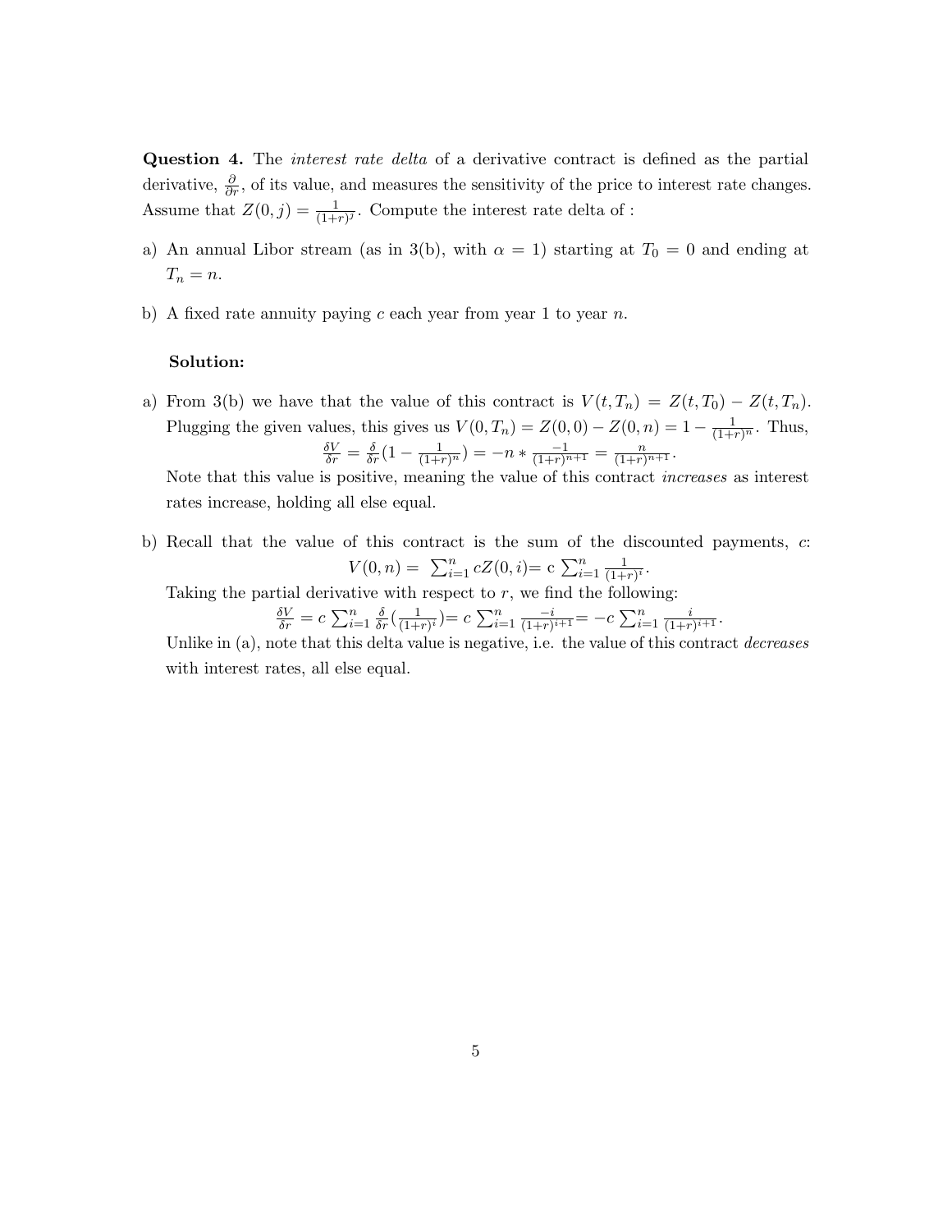**Question 4.** The *interest rate delta* of a derivative contract is defined as the partial derivative, $\frac{\partial}{\partial r}$, of its value, and measures the sensitivity of the price to interest rate changes. Assume that $Z(0,j) = \frac{1}{(1+r)^j}$. Compute the interest rate delta of :

a) An annual Libor stream (as in 3(b), with $\alpha = 1$) starting at $T_0 = 0$ and ending at $T_n = n$.

b) A fixed rate annuity paying $c$ each year from year 1 to year $n$.

**Solution:**

a) From 3(b) we have that the value of this contract is $V(t, T_n) = Z(t, T_0) - Z(t, T_n)$. Plugging the given values, this gives us $V(0, T_n) = Z(0, 0) - Z(0, n) = 1 - \frac{1}{(1+r)^n}$. Thus,

$$\frac{\delta V}{\delta r} = \frac{\delta}{\delta r}\left(1 - \frac{1}{(1+r)^n}\right) = -n * \frac{-1}{(1+r)^{n+1}} = \frac{n}{(1+r)^{n+1}}.$$

Note that this value is positive, meaning the value of this contract *increases* as interest rates increase, holding all else equal.

b) Recall that the value of this contract is the sum of the discounted payments, $c$:

$$V(0,n) = \sum_{i=1}^{n} cZ(0,i) = c \sum_{i=1}^{n} \frac{1}{(1+r)^i}.$$

Taking the partial derivative with respect to $r$, we find the following:

$$\frac{\delta V}{\delta r} = c \sum_{i=1}^{n} \frac{\delta}{\delta r}\left(\frac{1}{(1+r)^i}\right) = c \sum_{i=1}^{n} \frac{-i}{(1+r)^{i+1}} = -c \sum_{i=1}^{n} \frac{i}{(1+r)^{i+1}}.$$

Unlike in (a), note that this delta value is negative, i.e. the value of this contract *decreases* with interest rates, all else equal.